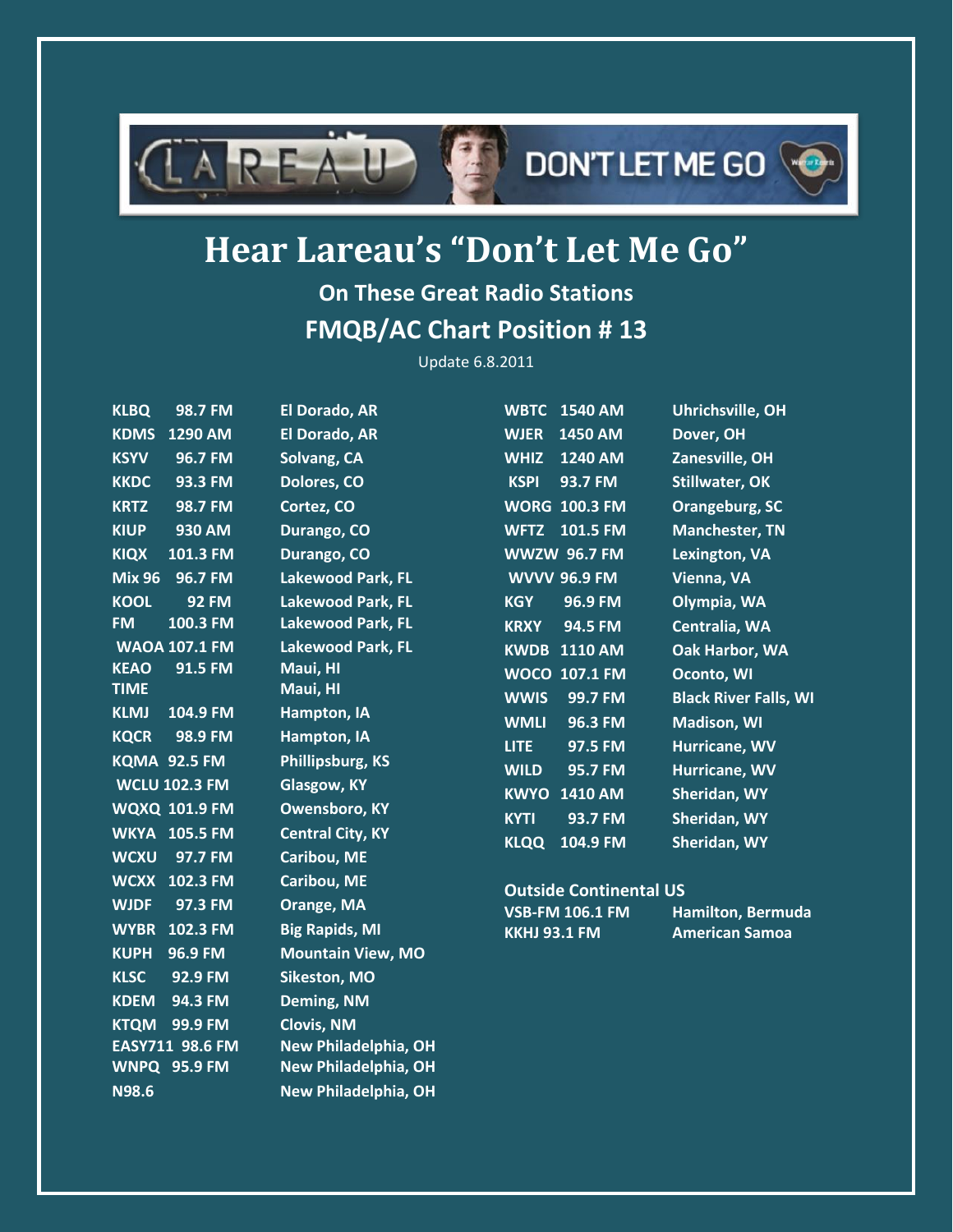# Hear Lareau's "Don't Let Me Go"

## On These Great Radio Stations

## FMQB/AC Chart Position # 13

Update 6.8.2011

| Station | Frequency | Location |
|---|---|---|
| KLBQ | 98.7 FM | El Dorado, AR |
| KDMS | 1290 AM | El Dorado, AR |
| KSYV | 96.7 FM | Solvang, CA |
| KKDC | 93.3 FM | Dolores, CO |
| KRTZ | 98.7 FM | Cortez, CO |
| KIUP | 930 AM | Durango, CO |
| KIQX | 101.3 FM | Durango, CO |
| Mix 96 | 96.7 FM | Lakewood Park, FL |
| KOOL | 92 FM | Lakewood Park, FL |
| FM | 100.3 FM | Lakewood Park, FL |
| WAOA | 107.1 FM | Lakewood Park, FL |
| KEAO | 91.5 FM | Maui, HI |
| TIME | | Maui, HI |
| KLMJ | 104.9 FM | Hampton, IA |
| KQCR | 98.9 FM | Hampton, IA |
| KQMA | 92.5 FM | Phillipsburg, KS |
| WCLU | 102.3 FM | Glasgow, KY |
| WQXQ | 101.9 FM | Owensboro, KY |
| WKYA | 105.5 FM | Central City, KY |
| WCXU | 97.7 FM | Caribou, ME |
| WCXX | 102.3 FM | Caribou, ME |
| WJDF | 97.3 FM | Orange, MA |
| WYBR | 102.3 FM | Big Rapids, MI |
| KUPH | 96.9 FM | Mountain View, MO |
| KLSC | 92.9 FM | Sikeston, MO |
| KDEM | 94.3 FM | Deming, NM |
| KTQM | 99.9 FM | Clovis, NM |
| EASY711 | 98.6 FM | New Philadelphia, OH |
| WNPQ | 95.9 FM | New Philadelphia, OH |
| N98.6 | | New Philadelphia, OH |
| WBTC | 1540 AM | Uhrichsville, OH |
| WJER | 1450 AM | Dover, OH |
| WHIZ | 1240 AM | Zanesville, OH |
| KSPI | 93.7 FM | Stillwater, OK |
| WORG | 100.3 FM | Orangeburg, SC |
| WFTZ | 101.5 FM | Manchester, TN |
| WWZW | 96.7 FM | Lexington, VA |
| WVVV | 96.9 FM | Vienna, VA |
| KGY | 96.9 FM | Olympia, WA |
| KRXY | 94.5 FM | Centralia, WA |
| KWDB | 1110 AM | Oak Harbor, WA |
| WOCO | 107.1 FM | Oconto, WI |
| WWIS | 99.7 FM | Black River Falls, WI |
| WMLI | 96.3 FM | Madison, WI |
| LITE | 97.5 FM | Hurricane, WV |
| WILD | 95.7 FM | Hurricane, WV |
| KWYO | 1410 AM | Sheridan, WY |
| KYTI | 93.7 FM | Sheridan, WY |
| KLQQ | 104.9 FM | Sheridan, WY |

**Outside Continental US**

| Station | Frequency | Location |
|---|---|---|
| VSB-FM | 106.1 FM | Hamilton, Bermuda |
| KKHJ | 93.1 FM | American Samoa |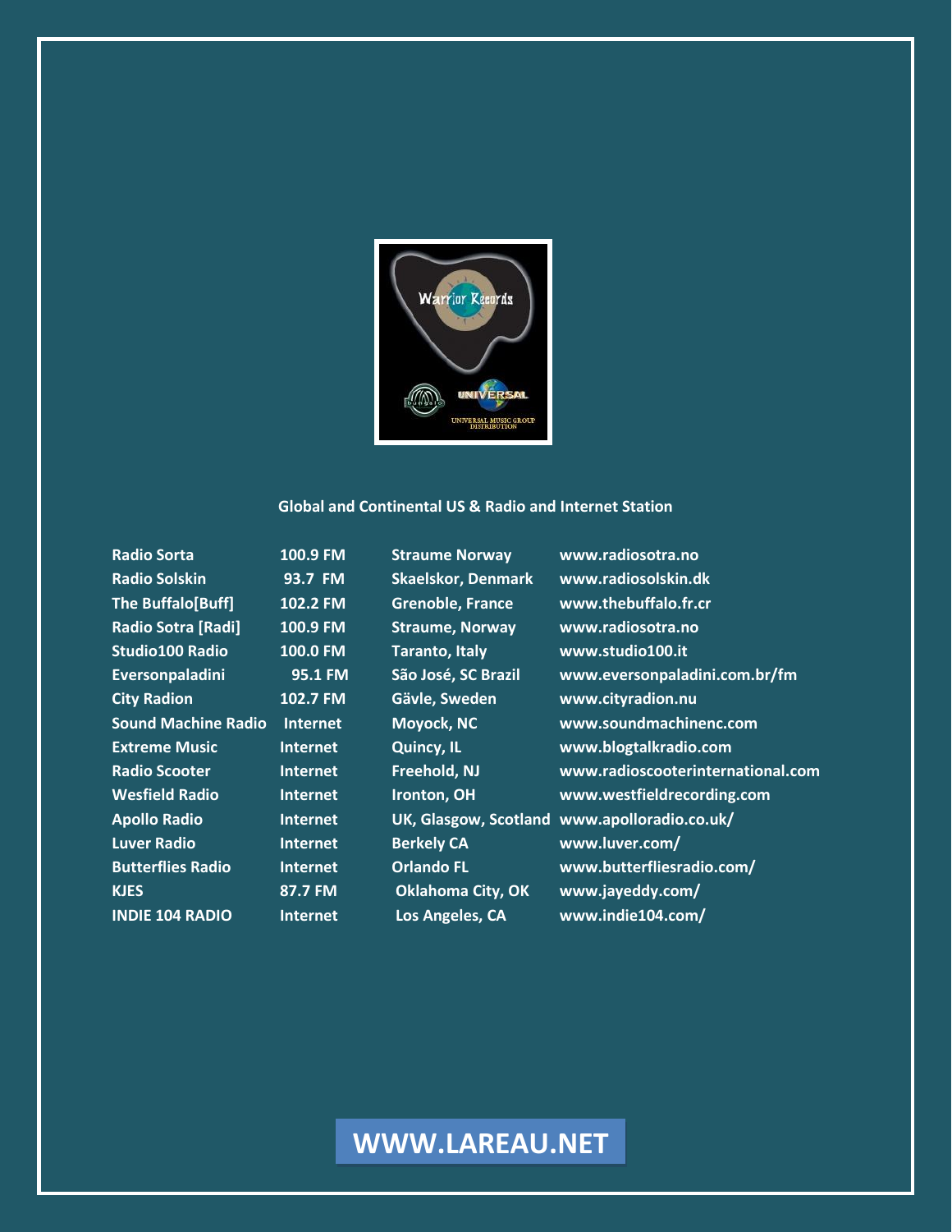**Global and Continental US & Radio and Internet Station**

| | | | |
|---|---|---|---|
| Radio Sorta | 100.9 FM | Straume Norway | www.radiosotra.no |
| Radio Solskin | 93.7 FM | Skaelskor, Denmark | www.radiosolskin.dk |
| The Buffalo[Buff] | 102.2 FM | Grenoble, France | www.thebuffalo.fr.cr |
| Radio Sotra [Radi] | 100.9 FM | Straume, Norway | www.radiosotra.no |
| Studio100 Radio | 100.0 FM | Taranto, Italy | www.studio100.it |
| Eversonpaladini | 95.1 FM | São José, SC Brazil | www.eversonpaladini.com.br/fm |
| City Radion | 102.7 FM | Gävle, Sweden | www.cityradion.nu |
| Sound Machine Radio | Internet | Moyock, NC | www.soundmachinenc.com |
| Extreme Music | Internet | Quincy, IL | www.blogtalkradio.com |
| Radio Scooter | Internet | Freehold, NJ | www.radioscooterinternational.com |
| Wesfield Radio | Internet | Ironton, OH | www.westfieldrecording.com |
| Apollo Radio | Internet | UK, Glasgow, Scotland | www.apolloradio.co.uk/ |
| Luver Radio | Internet | Berkely CA | www.luver.com/ |
| Butterflies Radio | Internet | Orlando FL | www.butterfliesradio.com/ |
| KJES | 87.7 FM | Oklahoma City, OK | www.jayeddy.com/ |
| INDIE 104 RADIO | Internet | Los Angeles, CA | www.indie104.com/ |

**WWW.LAREAU.NET**